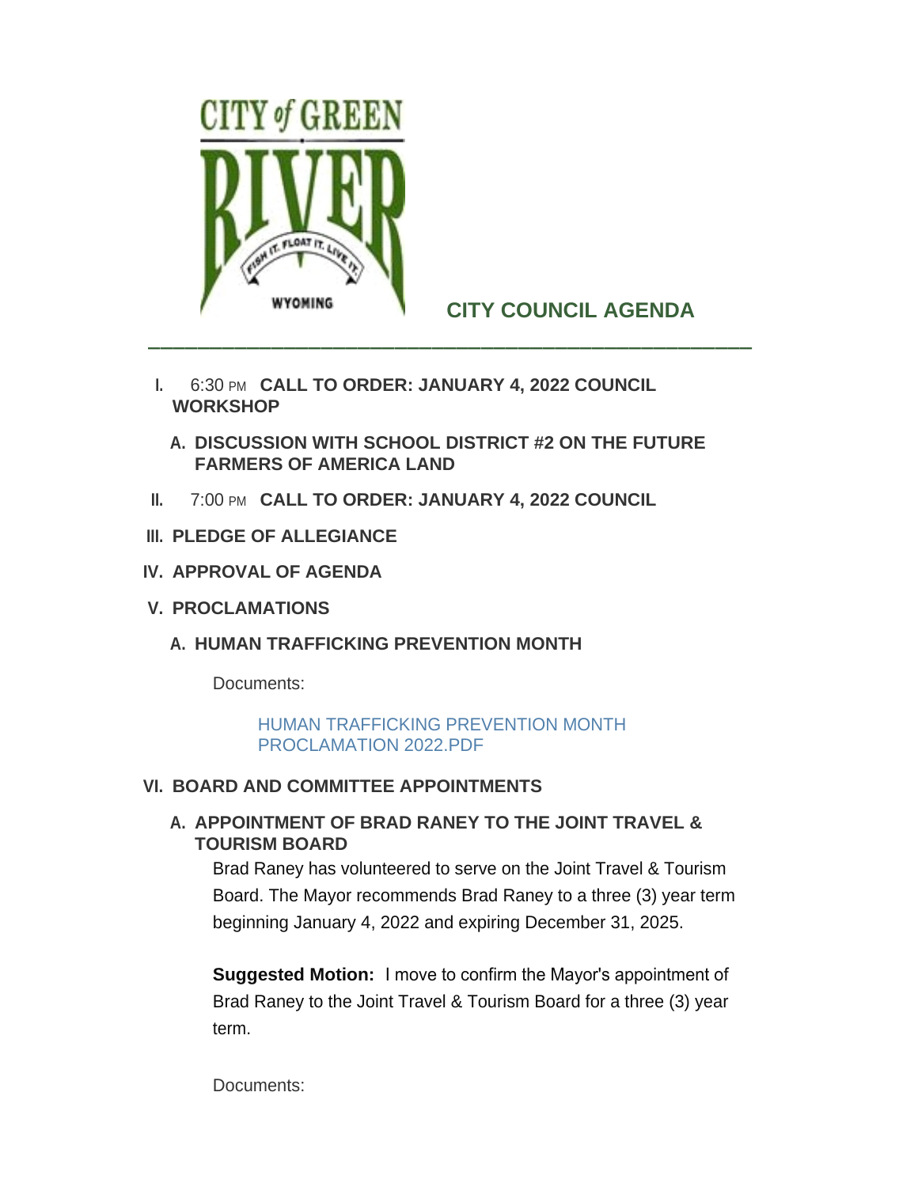# CITY COUNCIL AGENDA

---

I. 6:30 PM **CALL TO ORDER: JANUARY 4, 2022 COUNCIL WORKSHOP**

  A. **DISCUSSION WITH SCHOOL DISTRICT #2 ON THE FUTURE FARMERS OF AMERICA LAND**

II. 7:00 PM **CALL TO ORDER: JANUARY 4, 2022 COUNCIL**

III. **PLEDGE OF ALLEGIANCE**

IV. **APPROVAL OF AGENDA**

V. **PROCLAMATIONS**

  A. **HUMAN TRAFFICKING PREVENTION MONTH**

   Documents:

   HUMAN TRAFFICKING PREVENTION MONTH PROCLAMATION 2022.PDF

VI. **BOARD AND COMMITTEE APPOINTMENTS**

  A. **APPOINTMENT OF BRAD RANEY TO THE JOINT TRAVEL & TOURISM BOARD**

   Brad Raney has volunteered to serve on the Joint Travel & Tourism Board. The Mayor recommends Brad Raney to a three (3) year term beginning January 4, 2022 and expiring December 31, 2025.

   **Suggested Motion:** I move to confirm the Mayor's appointment of Brad Raney to the Joint Travel & Tourism Board for a three (3) year term.

   Documents: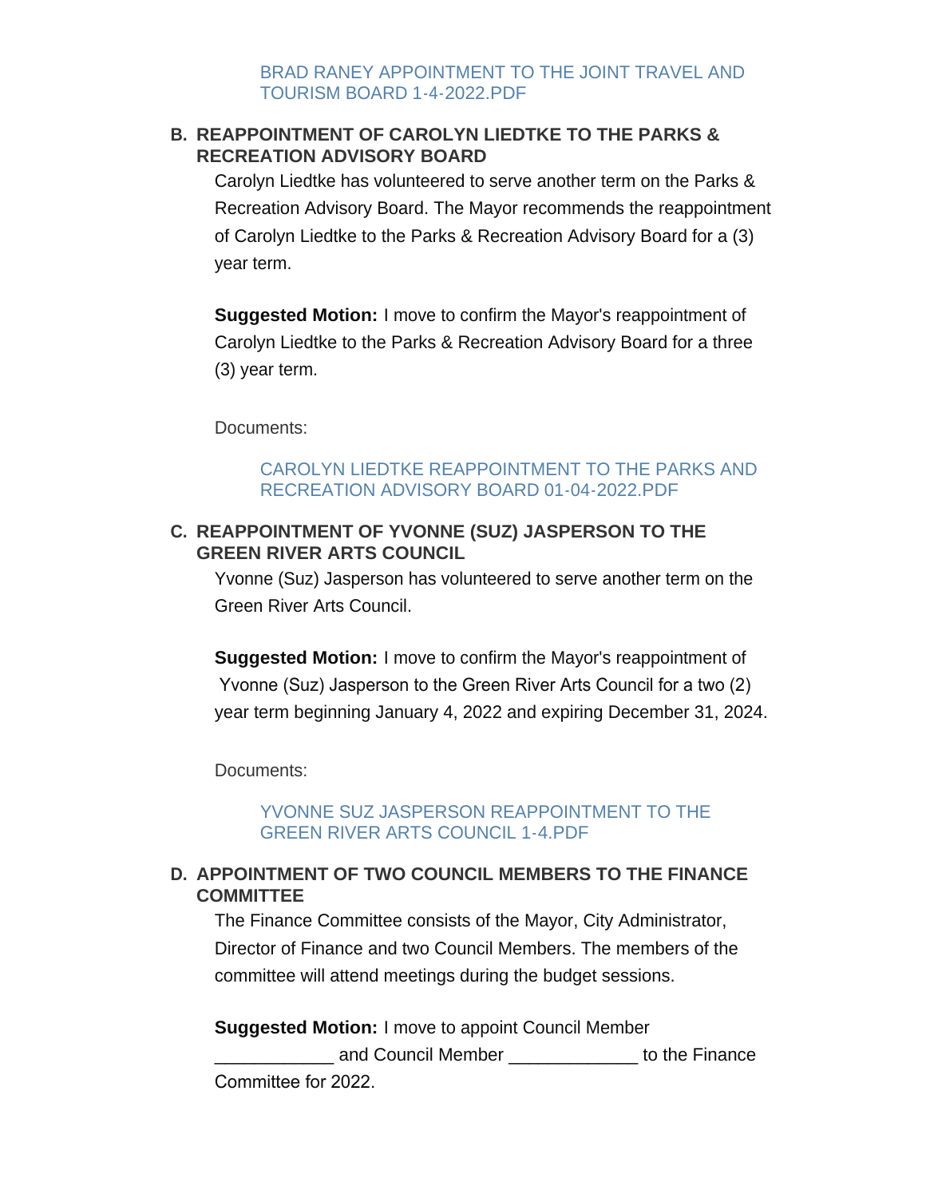BRAD RANEY APPOINTMENT TO THE JOINT TRAVEL AND TOURISM BOARD 1-4-2022.PDF

**B. REAPPOINTMENT OF CAROLYN LIEDTKE TO THE PARKS & RECREATION ADVISORY BOARD**

Carolyn Liedtke has volunteered to serve another term on the Parks & Recreation Advisory Board. The Mayor recommends the reappointment of Carolyn Liedtke to the Parks & Recreation Advisory Board for a (3) year term.

**Suggested Motion:** I move to confirm the Mayor's reappointment of Carolyn Liedtke to the Parks & Recreation Advisory Board for a three (3) year term.

Documents:

CAROLYN LIEDTKE REAPPOINTMENT TO THE PARKS AND RECREATION ADVISORY BOARD 01-04-2022.PDF

**C. REAPPOINTMENT OF YVONNE (SUZ) JASPERSON TO THE GREEN RIVER ARTS COUNCIL**

Yvonne (Suz) Jasperson has volunteered to serve another term on the Green River Arts Council.

**Suggested Motion:** I move to confirm the Mayor's reappointment of Yvonne (Suz) Jasperson to the Green River Arts Council for a two (2) year term beginning January 4, 2022 and expiring December 31, 2024.

Documents:

YVONNE SUZ JASPERSON REAPPOINTMENT TO THE GREEN RIVER ARTS COUNCIL 1-4.PDF

**D. APPOINTMENT OF TWO COUNCIL MEMBERS TO THE FINANCE COMMITTEE**

The Finance Committee consists of the Mayor, City Administrator, Director of Finance and two Council Members. The members of the committee will attend meetings during the budget sessions.

**Suggested Motion:** I move to appoint Council Member ____________ and Council Member _____________ to the Finance Committee for 2022.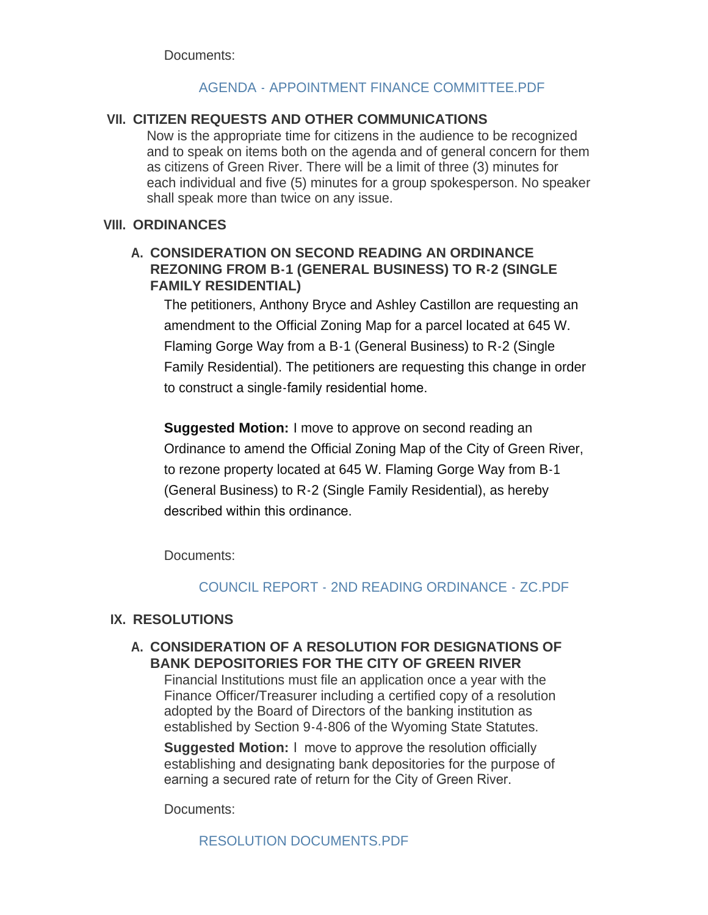Documents:

AGENDA - APPOINTMENT FINANCE COMMITTEE.PDF

## VII. CITIZEN REQUESTS AND OTHER COMMUNICATIONS

Now is the appropriate time for citizens in the audience to be recognized and to speak on items both on the agenda and of general concern for them as citizens of Green River. There will be a limit of three (3) minutes for each individual and five (5) minutes for a group spokesperson. No speaker shall speak more than twice on any issue.

## VIII. ORDINANCES

### A. CONSIDERATION ON SECOND READING AN ORDINANCE REZONING FROM B-1 (GENERAL BUSINESS) TO R-2 (SINGLE FAMILY RESIDENTIAL)

The petitioners, Anthony Bryce and Ashley Castillon are requesting an amendment to the Official Zoning Map for a parcel located at 645 W. Flaming Gorge Way from a B-1 (General Business) to R-2 (Single Family Residential). The petitioners are requesting this change in order to construct a single-family residential home.

**Suggested Motion:** I move to approve on second reading an Ordinance to amend the Official Zoning Map of the City of Green River, to rezone property located at 645 W. Flaming Gorge Way from B-1 (General Business) to R-2 (Single Family Residential), as hereby described within this ordinance.

Documents:

COUNCIL REPORT - 2ND READING ORDINANCE - ZC.PDF

## IX. RESOLUTIONS

### A. CONSIDERATION OF A RESOLUTION FOR DESIGNATIONS OF BANK DEPOSITORIES FOR THE CITY OF GREEN RIVER

Financial Institutions must file an application once a year with the Finance Officer/Treasurer including a certified copy of a resolution adopted by the Board of Directors of the banking institution as established by Section 9-4-806 of the Wyoming State Statutes.

**Suggested Motion:** I move to approve the resolution officially establishing and designating bank depositories for the purpose of earning a secured rate of return for the City of Green River.

Documents:

RESOLUTION DOCUMENTS.PDF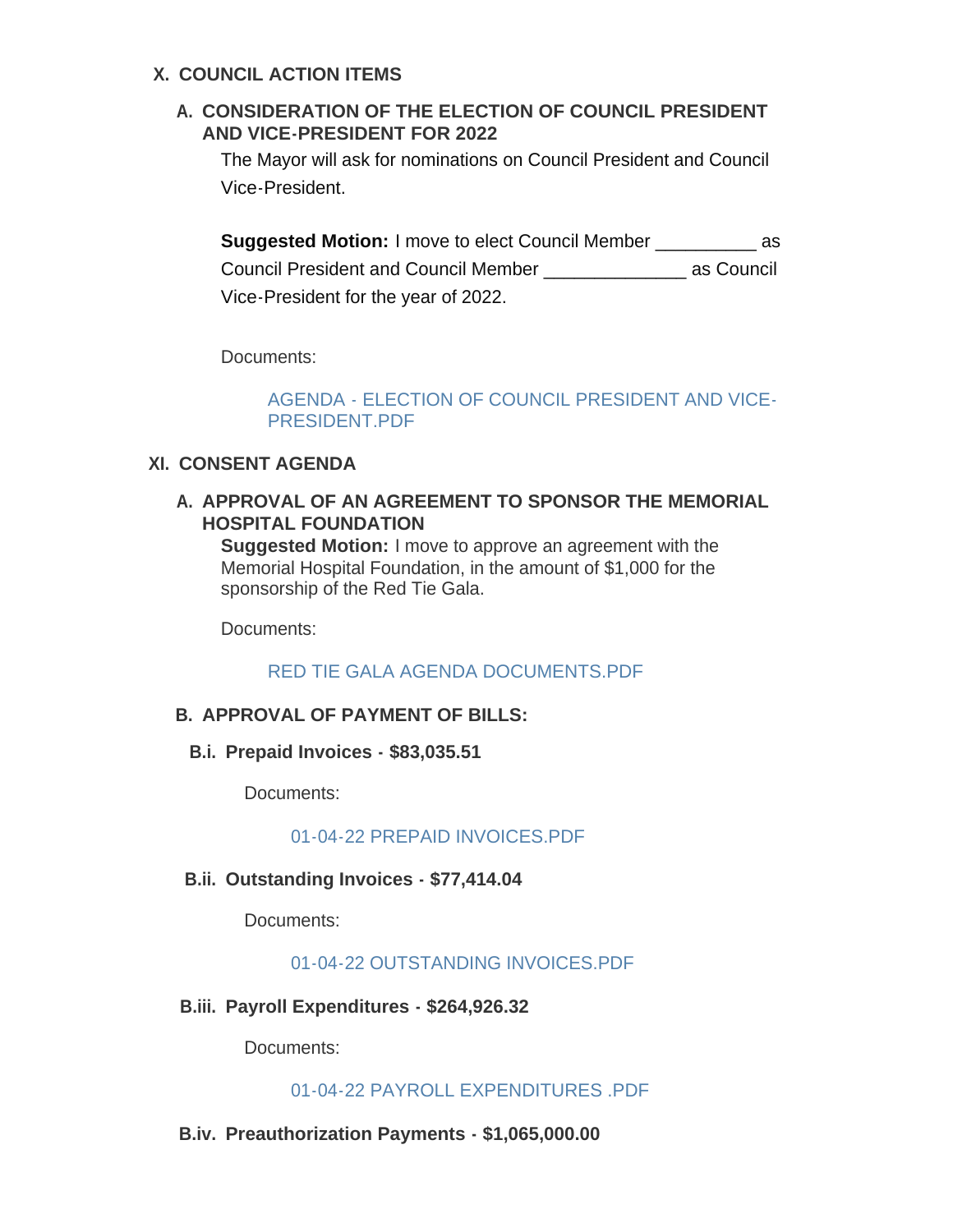## X. COUNCIL ACTION ITEMS

### A. CONSIDERATION OF THE ELECTION OF COUNCIL PRESIDENT AND VICE-PRESIDENT FOR 2022

The Mayor will ask for nominations on Council President and Council Vice-President.

**Suggested Motion:** I move to elect Council Member __________ as Council President and Council Member ______________ as Council Vice-President for the year of 2022.

Documents:

AGENDA - ELECTION OF COUNCIL PRESIDENT AND VICE-PRESIDENT.PDF

## XI. CONSENT AGENDA

### A. APPROVAL OF AN AGREEMENT TO SPONSOR THE MEMORIAL HOSPITAL FOUNDATION

**Suggested Motion:** I move to approve an agreement with the Memorial Hospital Foundation, in the amount of $1,000 for the sponsorship of the Red Tie Gala.

Documents:

RED TIE GALA AGENDA DOCUMENTS.PDF

### B. APPROVAL OF PAYMENT OF BILLS:

#### B.i. Prepaid Invoices - $83,035.51

Documents:

01-04-22 PREPAID INVOICES.PDF

#### B.ii. Outstanding Invoices - $77,414.04

Documents:

01-04-22 OUTSTANDING INVOICES.PDF

#### B.iii. Payroll Expenditures - $264,926.32

Documents:

01-04-22 PAYROLL EXPENDITURES .PDF

#### B.iv. Preauthorization Payments - $1,065,000.00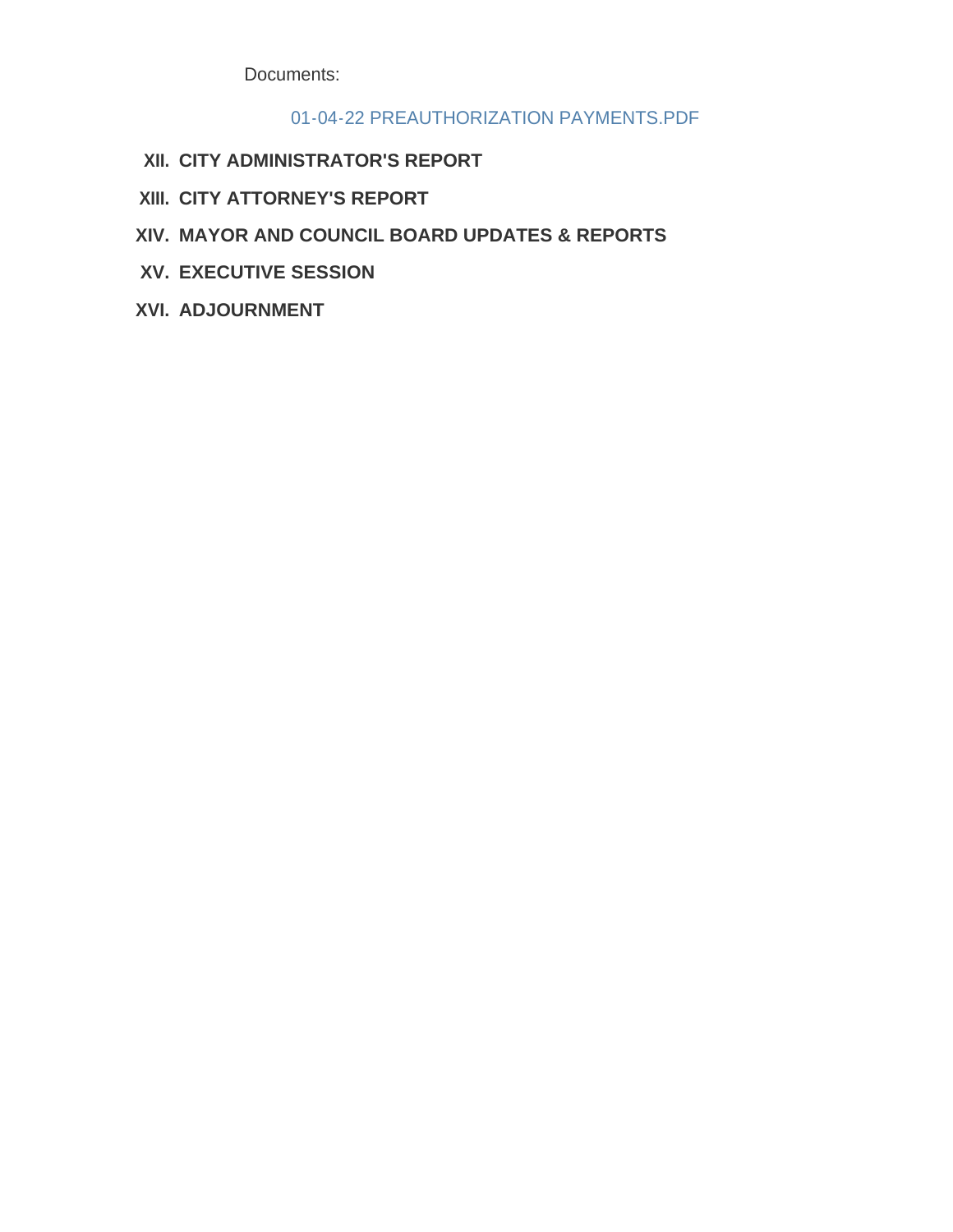Documents:

01-04-22 PREAUTHORIZATION PAYMENTS.PDF

**XII. CITY ADMINISTRATOR'S REPORT**

**XIII. CITY ATTORNEY'S REPORT**

**XIV. MAYOR AND COUNCIL BOARD UPDATES & REPORTS**

**XV. EXECUTIVE SESSION**

**XVI. ADJOURNMENT**